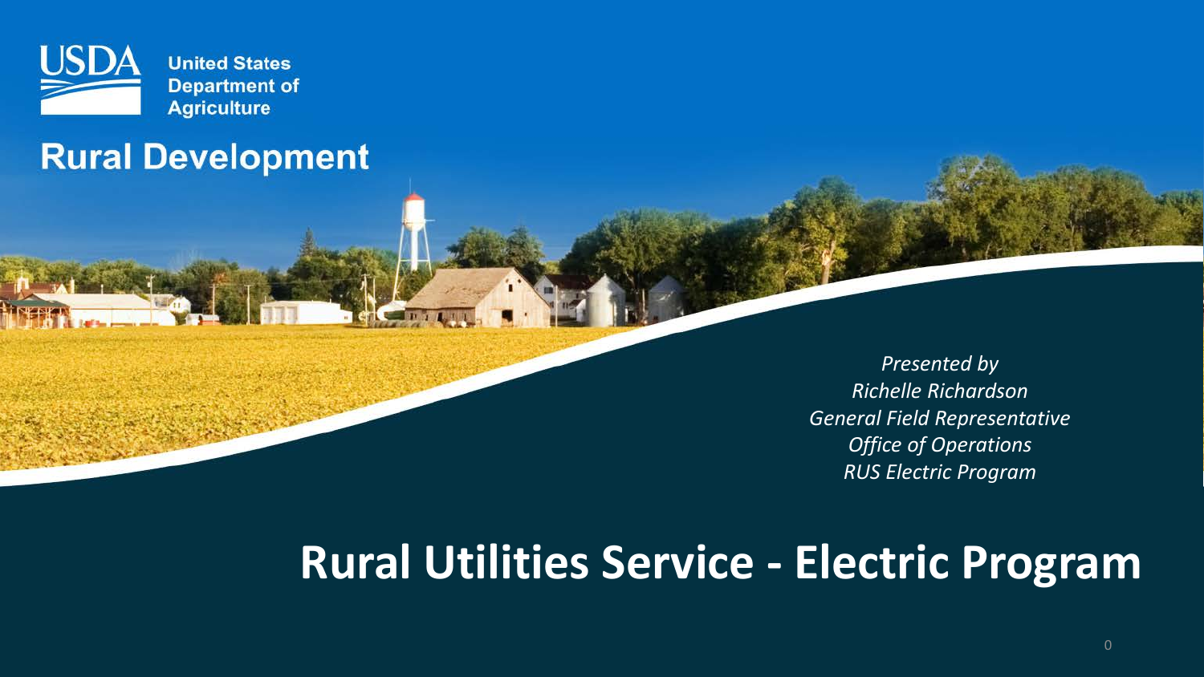United States Department of Agriculture

Rural Development

*Presented by*
*Richelle Richardson*
*General Field Representative*
*Office of Operations*
*RUS Electric Program*

# Rural Utilities Service - Electric Program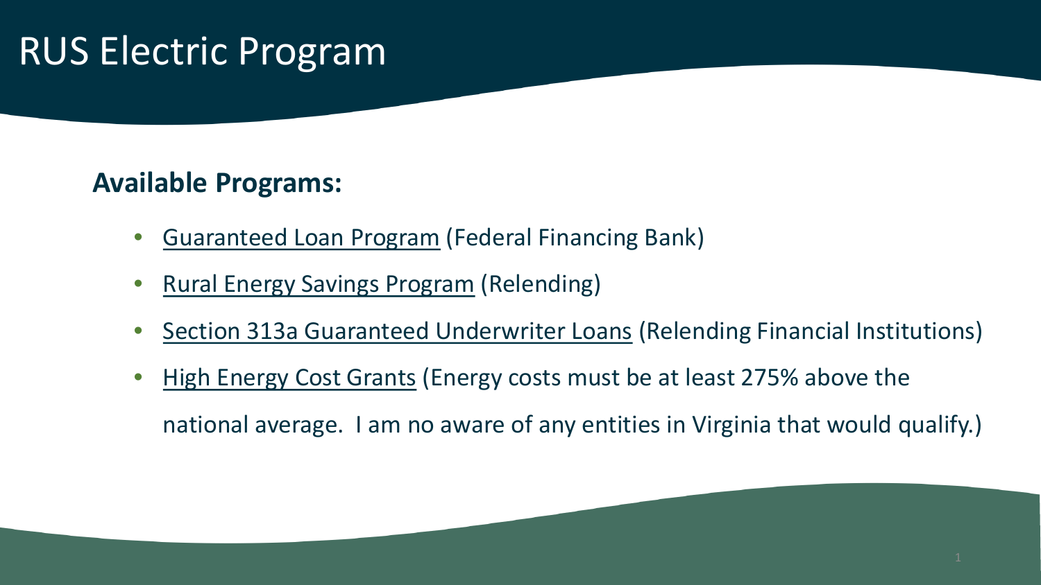# RUS Electric Program

**Available Programs:**

- Guaranteed Loan Program (Federal Financing Bank)
- Rural Energy Savings Program (Relending)
- Section 313a Guaranteed Underwriter Loans (Relending Financial Institutions)
- High Energy Cost Grants (Energy costs must be at least 275% above the national average. I am no aware of any entities in Virginia that would qualify.)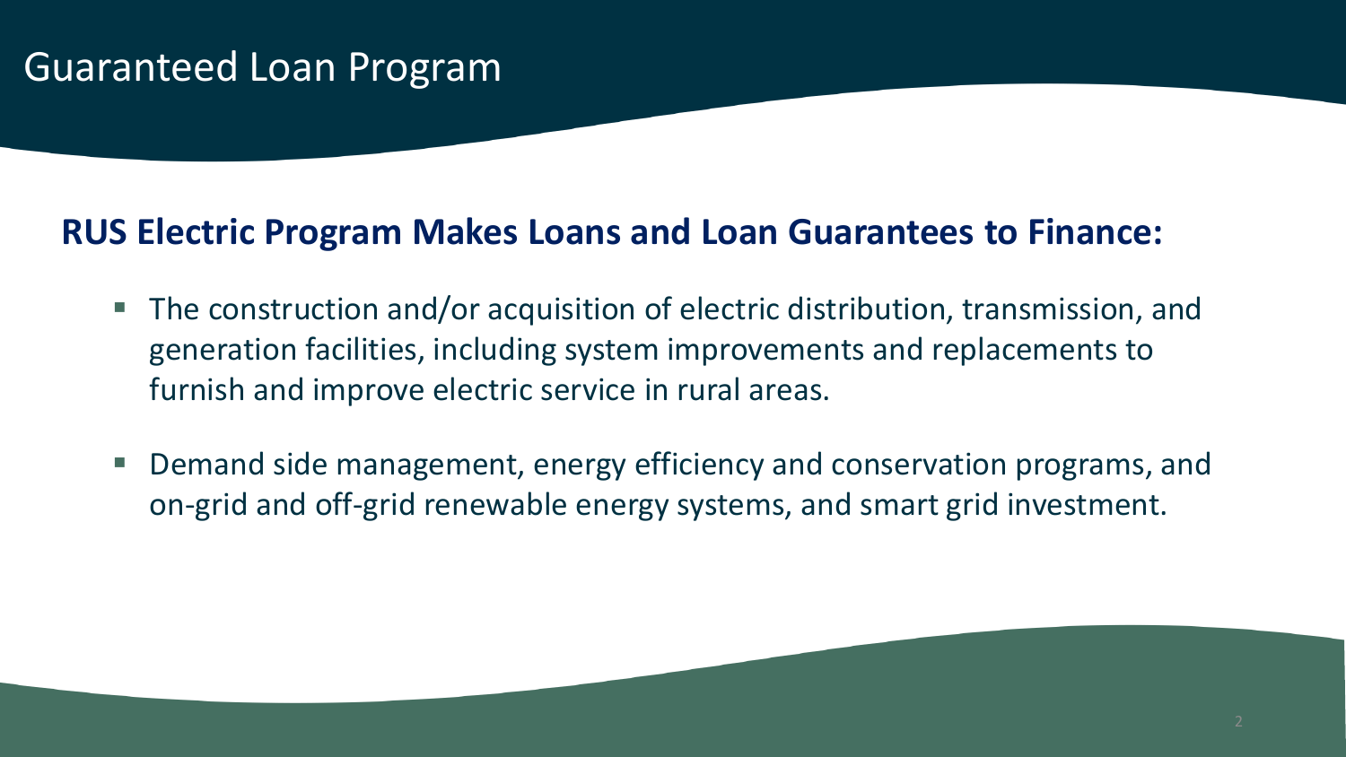# Guaranteed Loan Program

## RUS Electric Program Makes Loans and Loan Guarantees to Finance:

- The construction and/or acquisition of electric distribution, transmission, and generation facilities, including system improvements and replacements to furnish and improve electric service in rural areas.
- Demand side management, energy efficiency and conservation programs, and on-grid and off-grid renewable energy systems, and smart grid investment.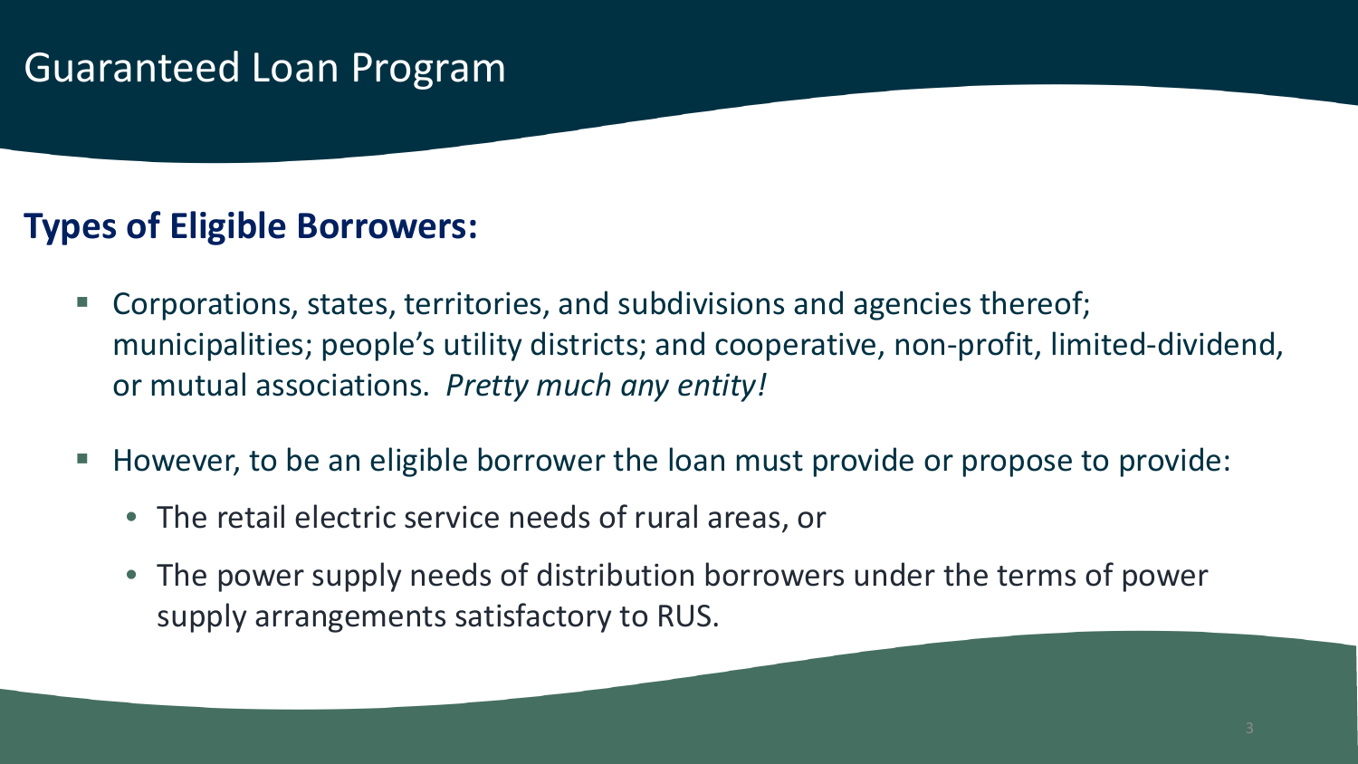# Guaranteed Loan Program

## Types of Eligible Borrowers:

- Corporations, states, territories, and subdivisions and agencies thereof; municipalities; people's utility districts; and cooperative, non-profit, limited-dividend, or mutual associations. *Pretty much any entity!*
- However, to be an eligible borrower the loan must provide or propose to provide:
  - The retail electric service needs of rural areas, or
  - The power supply needs of distribution borrowers under the terms of power supply arrangements satisfactory to RUS.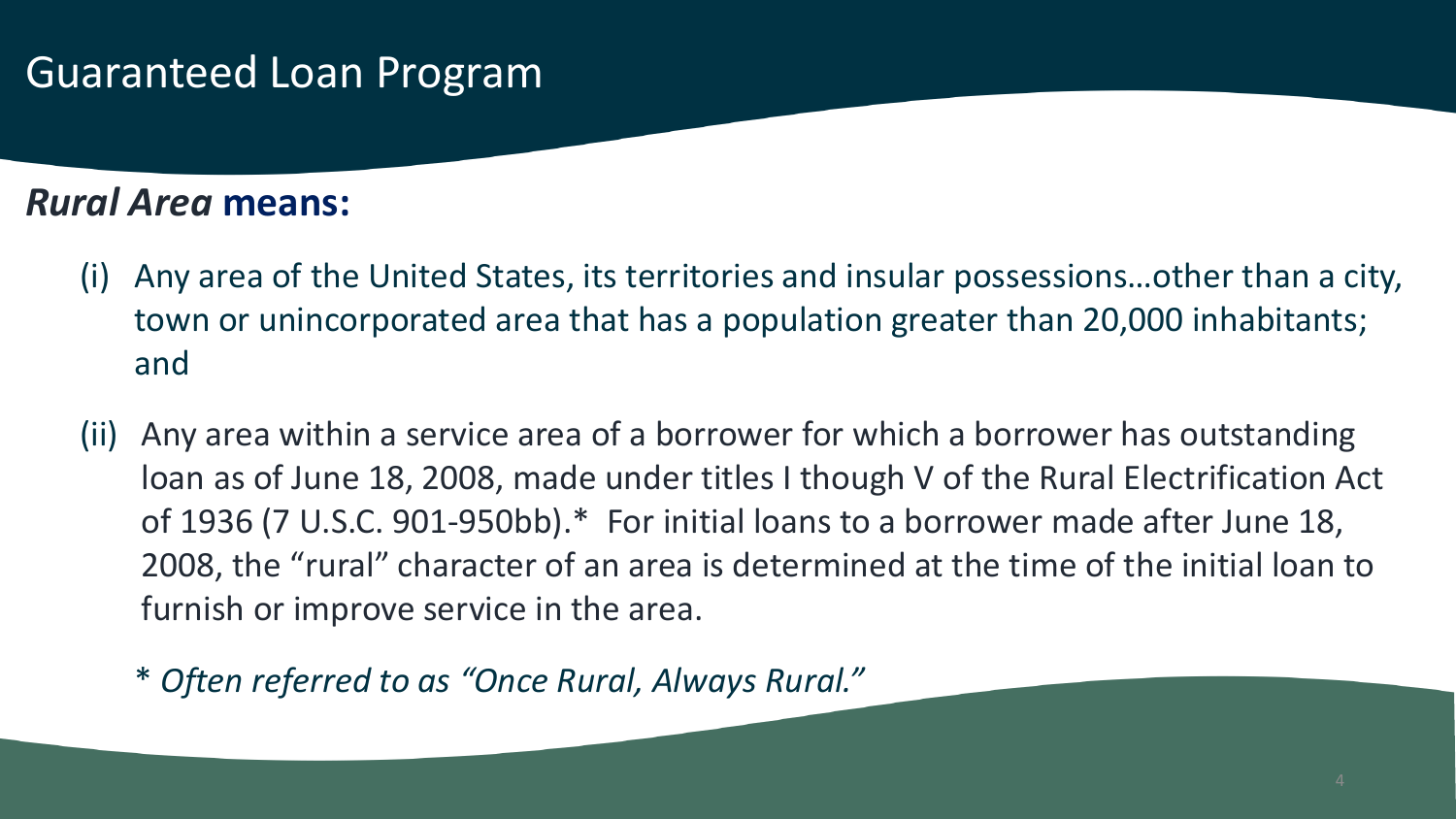# Guaranteed Loan Program

***Rural Area* means:**

(i) Any area of the United States, its territories and insular possessions…other than a city, town or unincorporated area that has a population greater than 20,000 inhabitants; and

(ii) Any area within a service area of a borrower for which a borrower has outstanding loan as of June 18, 2008, made under titles I though V of the Rural Electrification Act of 1936 (7 U.S.C. 901-950bb).* For initial loans to a borrower made after June 18, 2008, the "rural" character of an area is determined at the time of the initial loan to furnish or improve service in the area.

\* *Often referred to as "Once Rural, Always Rural."*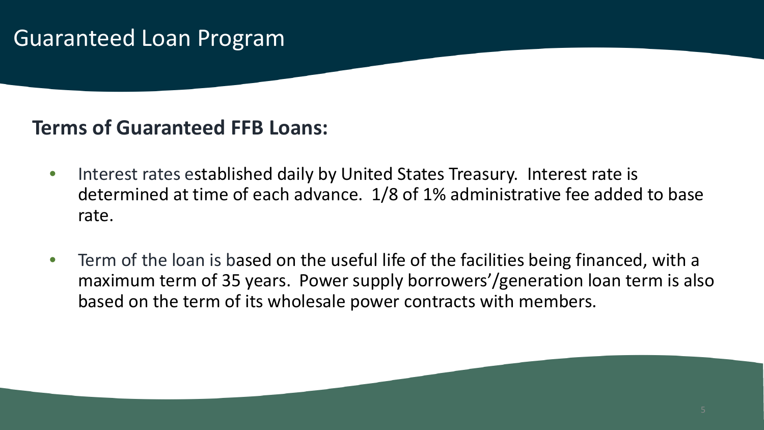# Guaranteed Loan Program

**Terms of Guaranteed FFB Loans:**

- Interest rates established daily by United States Treasury. Interest rate is determined at time of each advance. 1/8 of 1% administrative fee added to base rate.
- Term of the loan is based on the useful life of the facilities being financed, with a maximum term of 35 years. Power supply borrowers'/generation loan term is also based on the term of its wholesale power contracts with members.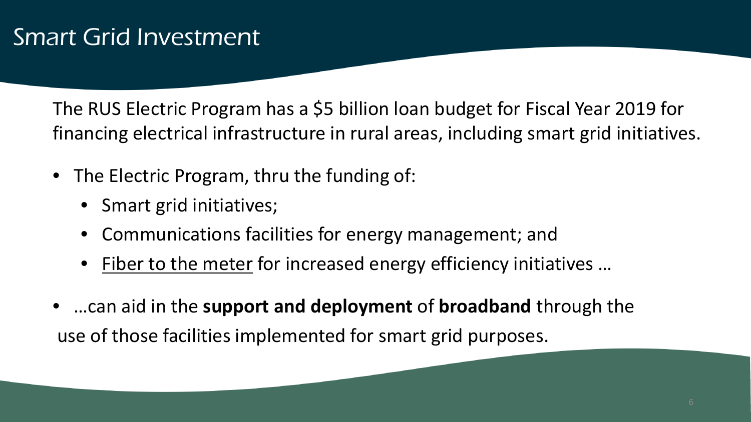# Smart Grid Investment

The RUS Electric Program has a $5 billion loan budget for Fiscal Year 2019 for financing electrical infrastructure in rural areas, including smart grid initiatives.

- The Electric Program, thru the funding of:
  - Smart grid initiatives;
  - Communications facilities for energy management; and
  - Fiber to the meter for increased energy efficiency initiatives …
- …can aid in the **support and deployment** of **broadband** through the use of those facilities implemented for smart grid purposes.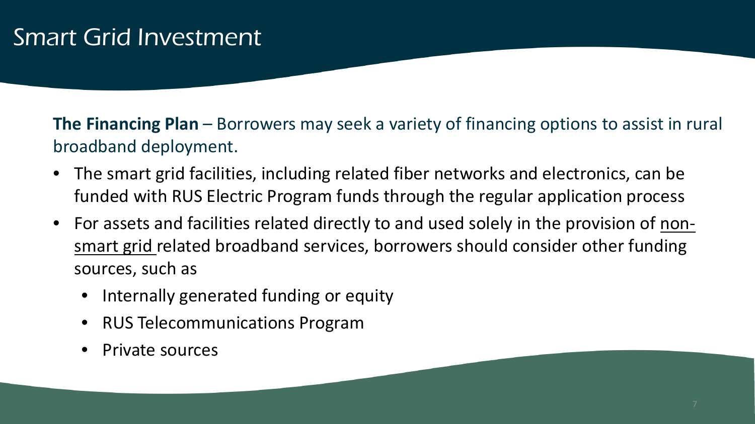# Smart Grid Investment

**The Financing Plan** – Borrowers may seek a variety of financing options to assist in rural broadband deployment.

- The smart grid facilities, including related fiber networks and electronics, can be funded with RUS Electric Program funds through the regular application process
- For assets and facilities related directly to and used solely in the provision of non-smart grid related broadband services, borrowers should consider other funding sources, such as
  - Internally generated funding or equity
  - RUS Telecommunications Program
  - Private sources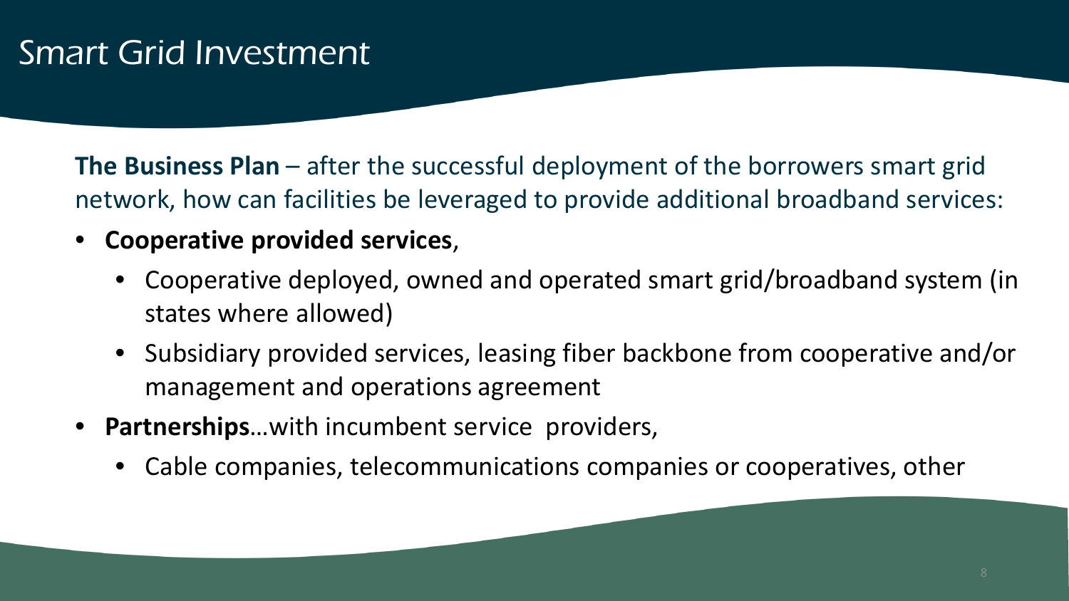# Smart Grid Investment

**The Business Plan** – after the successful deployment of the borrowers smart grid network, how can facilities be leveraged to provide additional broadband services:

- **Cooperative provided services**,
  - Cooperative deployed, owned and operated smart grid/broadband system (in states where allowed)
  - Subsidiary provided services, leasing fiber backbone from cooperative and/or management and operations agreement
- **Partnerships**…with incumbent service providers,
  - Cable companies, telecommunications companies or cooperatives, other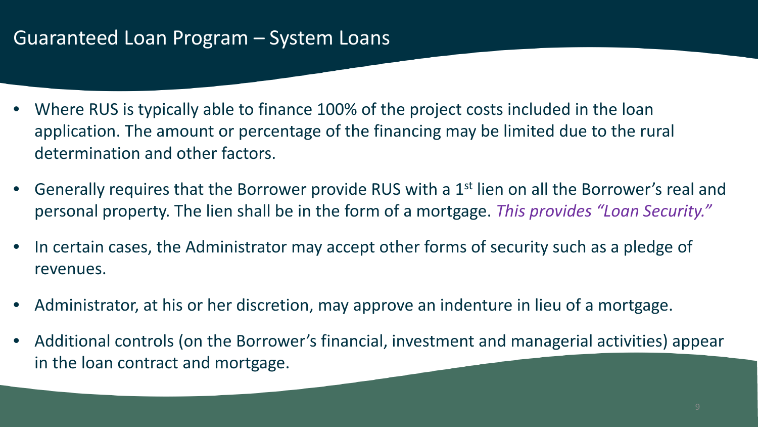# Guaranteed Loan Program – System Loans

- Where RUS is typically able to finance 100% of the project costs included in the loan application. The amount or percentage of the financing may be limited due to the rural determination and other factors.
- Generally requires that the Borrower provide RUS with a 1st lien on all the Borrower's real and personal property. The lien shall be in the form of a mortgage. *This provides "Loan Security."*
- In certain cases, the Administrator may accept other forms of security such as a pledge of revenues.
- Administrator, at his or her discretion, may approve an indenture in lieu of a mortgage.
- Additional controls (on the Borrower's financial, investment and managerial activities) appear in the loan contract and mortgage.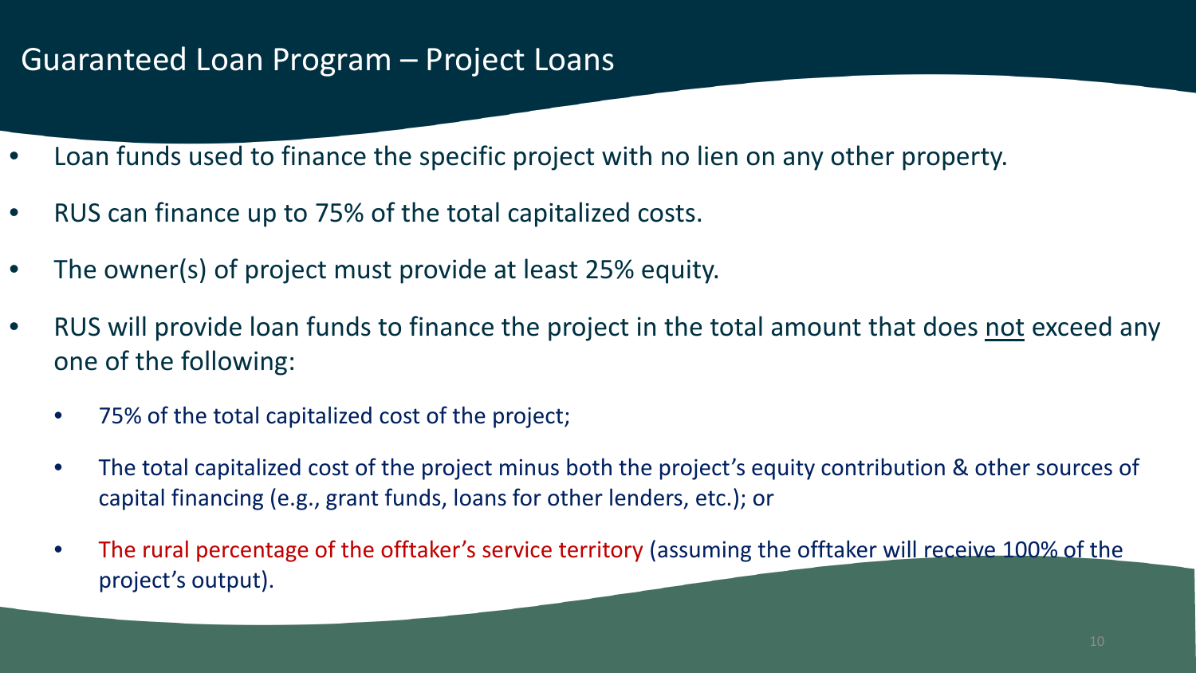# Guaranteed Loan Program – Project Loans

- Loan funds used to finance the specific project with no lien on any other property.
- RUS can finance up to 75% of the total capitalized costs.
- The owner(s) of project must provide at least 25% equity.
- RUS will provide loan funds to finance the project in the total amount that does not exceed any one of the following:
  - 75% of the total capitalized cost of the project;
  - The total capitalized cost of the project minus both the project's equity contribution & other sources of capital financing (e.g., grant funds, loans for other lenders, etc.); or
  - The rural percentage of the offtaker's service territory (assuming the offtaker will receive 100% of the project's output).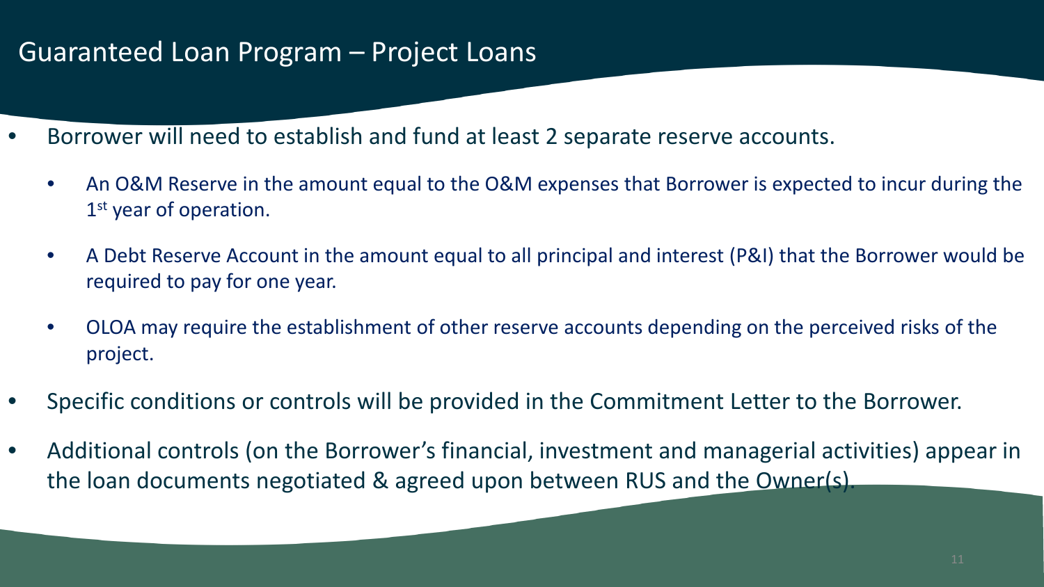# Guaranteed Loan Program – Project Loans

- Borrower will need to establish and fund at least 2 separate reserve accounts.
  - An O&M Reserve in the amount equal to the O&M expenses that Borrower is expected to incur during the 1st year of operation.
  - A Debt Reserve Account in the amount equal to all principal and interest (P&I) that the Borrower would be required to pay for one year.
  - OLOA may require the establishment of other reserve accounts depending on the perceived risks of the project.
- Specific conditions or controls will be provided in the Commitment Letter to the Borrower.
- Additional controls (on the Borrower's financial, investment and managerial activities) appear in the loan documents negotiated & agreed upon between RUS and the Owner(s).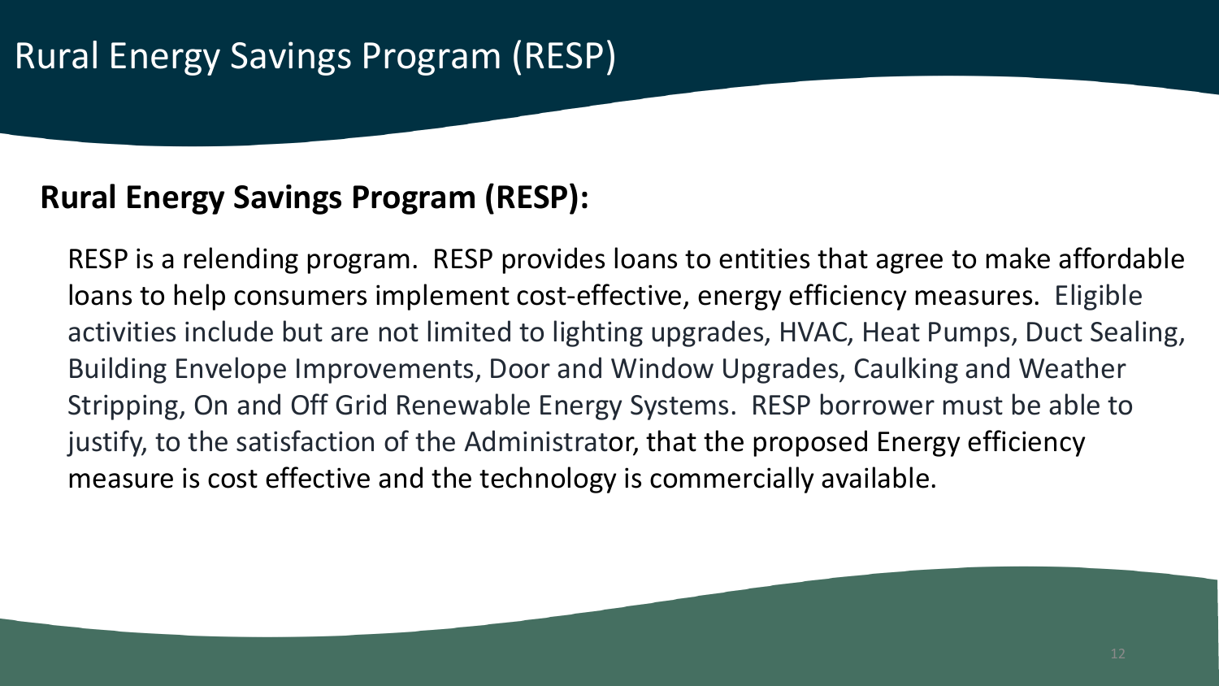# Rural Energy Savings Program (RESP)

**Rural Energy Savings Program (RESP):**

RESP is a relending program. RESP provides loans to entities that agree to make affordable loans to help consumers implement cost-effective, energy efficiency measures. Eligible activities include but are not limited to lighting upgrades, HVAC, Heat Pumps, Duct Sealing, Building Envelope Improvements, Door and Window Upgrades, Caulking and Weather Stripping, On and Off Grid Renewable Energy Systems. RESP borrower must be able to justify, to the satisfaction of the Administrator, that the proposed Energy efficiency measure is cost effective and the technology is commercially available.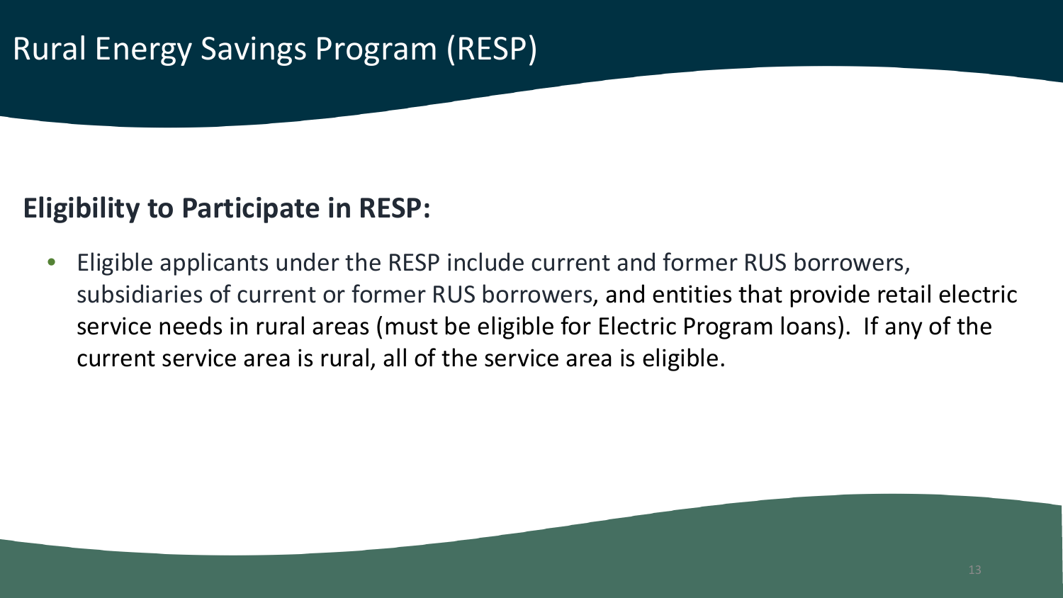# Rural Energy Savings Program (RESP)

## Eligibility to Participate in RESP:

- Eligible applicants under the RESP include current and former RUS borrowers, subsidiaries of current or former RUS borrowers, and entities that provide retail electric service needs in rural areas (must be eligible for Electric Program loans). If any of the current service area is rural, all of the service area is eligible.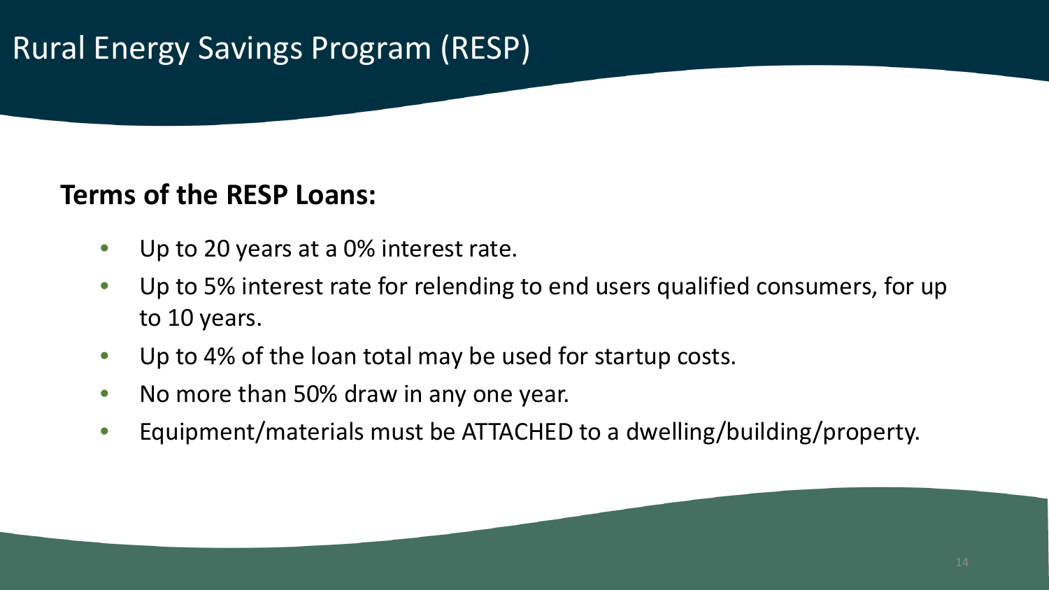# Rural Energy Savings Program (RESP)

**Terms of the RESP Loans:**

- Up to 20 years at a 0% interest rate.
- Up to 5% interest rate for relending to end users qualified consumers, for up to 10 years.
- Up to 4% of the loan total may be used for startup costs.
- No more than 50% draw in any one year.
- Equipment/materials must be ATTACHED to a dwelling/building/property.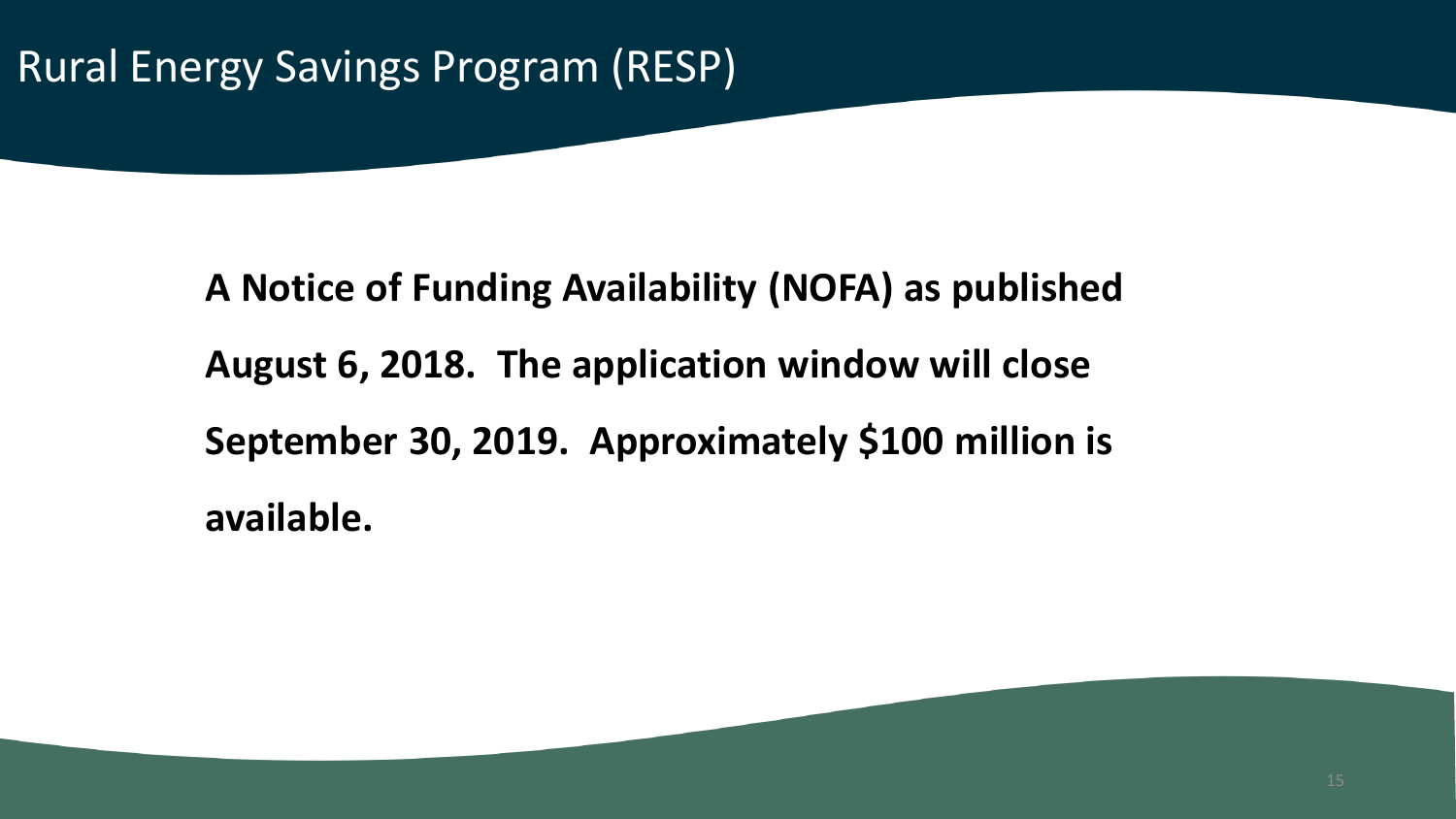# Rural Energy Savings Program (RESP)

**A Notice of Funding Availability (NOFA) as published August 6, 2018. The application window will close September 30, 2019. Approximately $100 million is available.**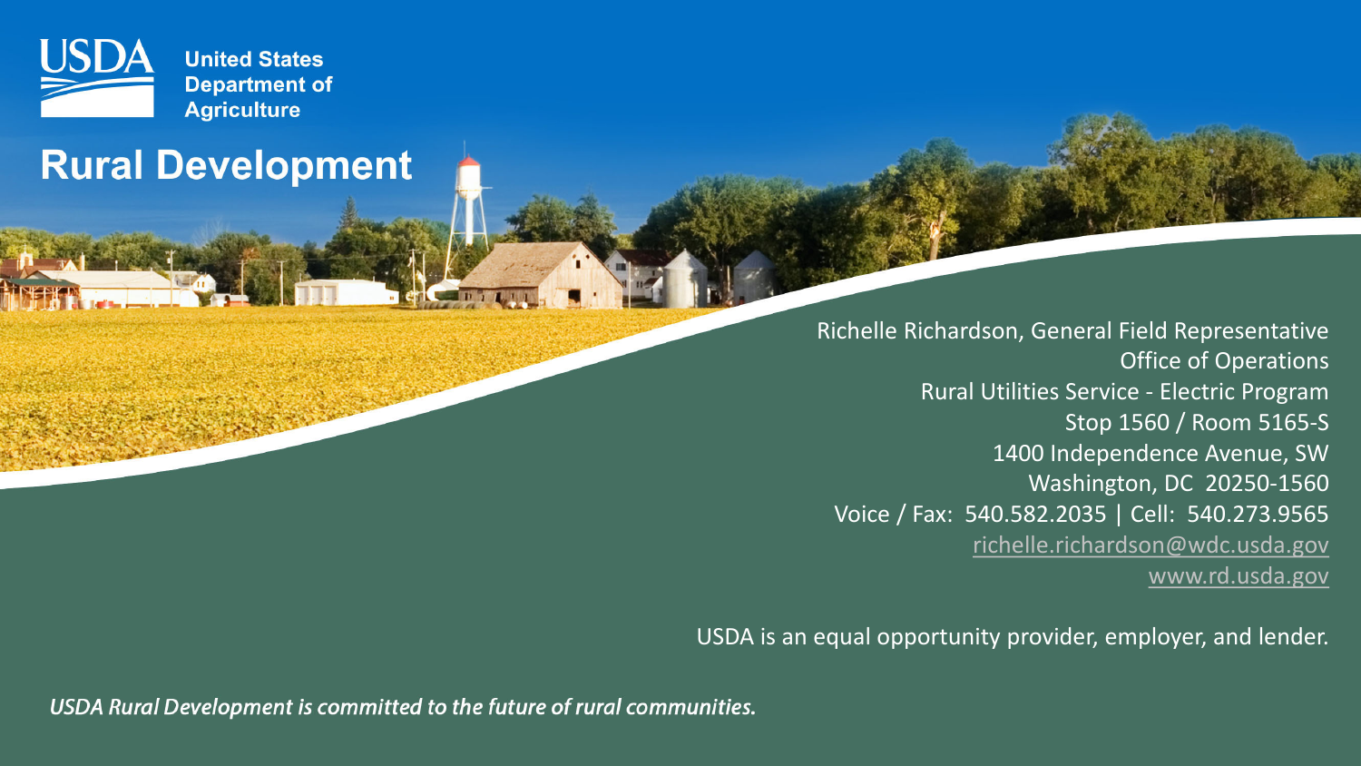United States Department of Agriculture

# Rural Development

Richelle Richardson, General Field Representative
Office of Operations
Rural Utilities Service - Electric Program
Stop 1560 / Room 5165-S
1400 Independence Avenue, SW
Washington, DC 20250-1560
Voice / Fax: 540.582.2035 | Cell: 540.273.9565
richelle.richardson@wdc.usda.gov
www.rd.usda.gov

USDA is an equal opportunity provider, employer, and lender.

*USDA Rural Development is committed to the future of rural communities.*